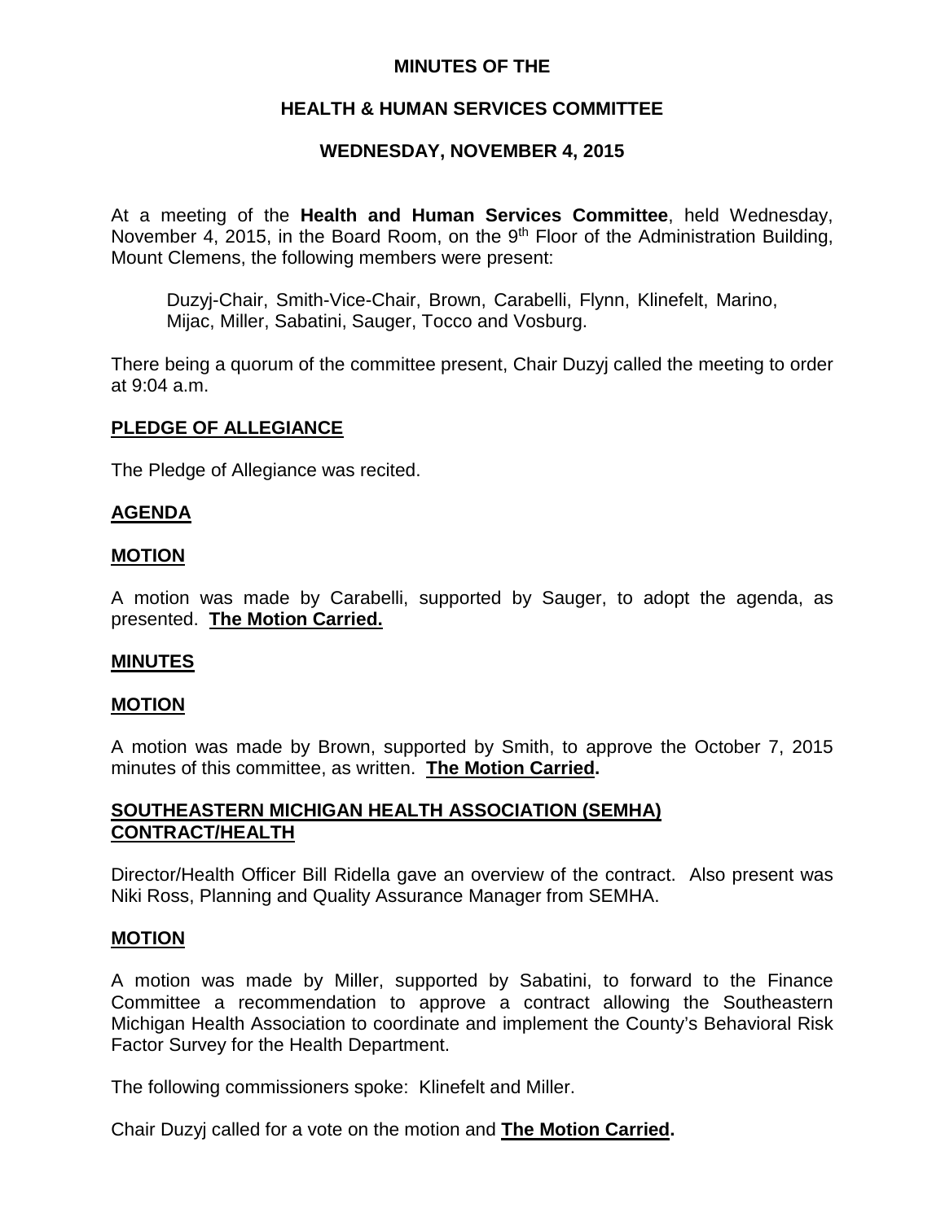# MINUTES OF THE

## HEALTH & HUMAN SERVICES COMMITTEE

## WEDNESDAY, NOVEMBER 4, 2015

At a meeting of the **Health and Human Services Committee**, held Wednesday, November 4, 2015, in the Board Room, on the 9th Floor of the Administration Building, Mount Clemens, the following members were present:

Duzyj-Chair, Smith-Vice-Chair, Brown, Carabelli, Flynn, Klinefelt, Marino, Mijac, Miller, Sabatini, Sauger, Tocco and Vosburg.

There being a quorum of the committee present, Chair Duzyj called the meeting to order at 9:04 a.m.

### PLEDGE OF ALLEGIANCE

The Pledge of Allegiance was recited.

### AGENDA

### MOTION

A motion was made by Carabelli, supported by Sauger, to adopt the agenda, as presented. **The Motion Carried.**

### MINUTES

### MOTION

A motion was made by Brown, supported by Smith, to approve the October 7, 2015 minutes of this committee, as written. **The Motion Carried.**

### SOUTHEASTERN MICHIGAN HEALTH ASSOCIATION (SEMHA) CONTRACT/HEALTH

Director/Health Officer Bill Ridella gave an overview of the contract. Also present was Niki Ross, Planning and Quality Assurance Manager from SEMHA.

### MOTION

A motion was made by Miller, supported by Sabatini, to forward to the Finance Committee a recommendation to approve a contract allowing the Southeastern Michigan Health Association to coordinate and implement the County's Behavioral Risk Factor Survey for the Health Department.

The following commissioners spoke: Klinefelt and Miller.

Chair Duzyj called for a vote on the motion and **The Motion Carried.**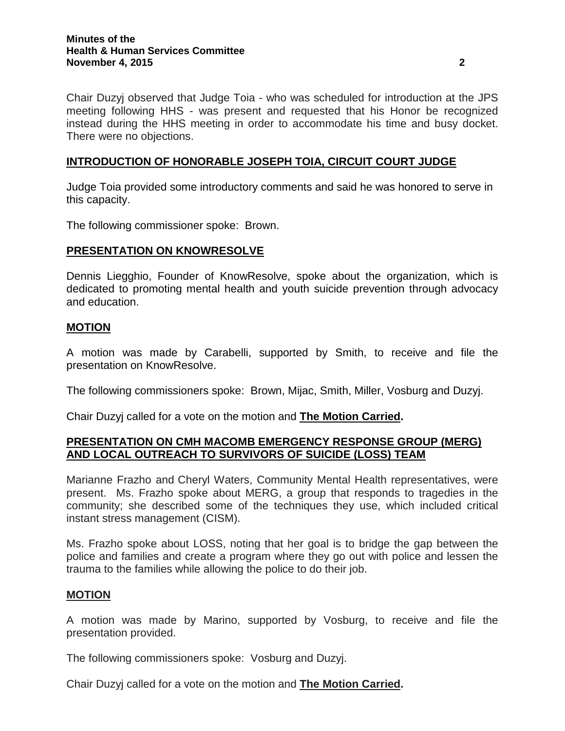Chair Duzyj observed that Judge Toia - who was scheduled for introduction at the JPS meeting following HHS - was present and requested that his Honor be recognized instead during the HHS meeting in order to accommodate his time and busy docket. There were no objections.

## INTRODUCTION OF HONORABLE JOSEPH TOIA, CIRCUIT COURT JUDGE

Judge Toia provided some introductory comments and said he was honored to serve in this capacity.

The following commissioner spoke: Brown.

## PRESENTATION ON KNOWRESOLVE

Dennis Liegghio, Founder of KnowResolve, spoke about the organization, which is dedicated to promoting mental health and youth suicide prevention through advocacy and education.

## MOTION

A motion was made by Carabelli, supported by Smith, to receive and file the presentation on KnowResolve.

The following commissioners spoke: Brown, Mijac, Smith, Miller, Vosburg and Duzyj.

Chair Duzyj called for a vote on the motion and **The Motion Carried.**

## PRESENTATION ON CMH MACOMB EMERGENCY RESPONSE GROUP (MERG) AND LOCAL OUTREACH TO SURVIVORS OF SUICIDE (LOSS) TEAM

Marianne Frazho and Cheryl Waters, Community Mental Health representatives, were present. Ms. Frazho spoke about MERG, a group that responds to tragedies in the community; she described some of the techniques they use, which included critical instant stress management (CISM).

Ms. Frazho spoke about LOSS, noting that her goal is to bridge the gap between the police and families and create a program where they go out with police and lessen the trauma to the families while allowing the police to do their job.

## MOTION

A motion was made by Marino, supported by Vosburg, to receive and file the presentation provided.

The following commissioners spoke: Vosburg and Duzyj.

Chair Duzyj called for a vote on the motion and **The Motion Carried.**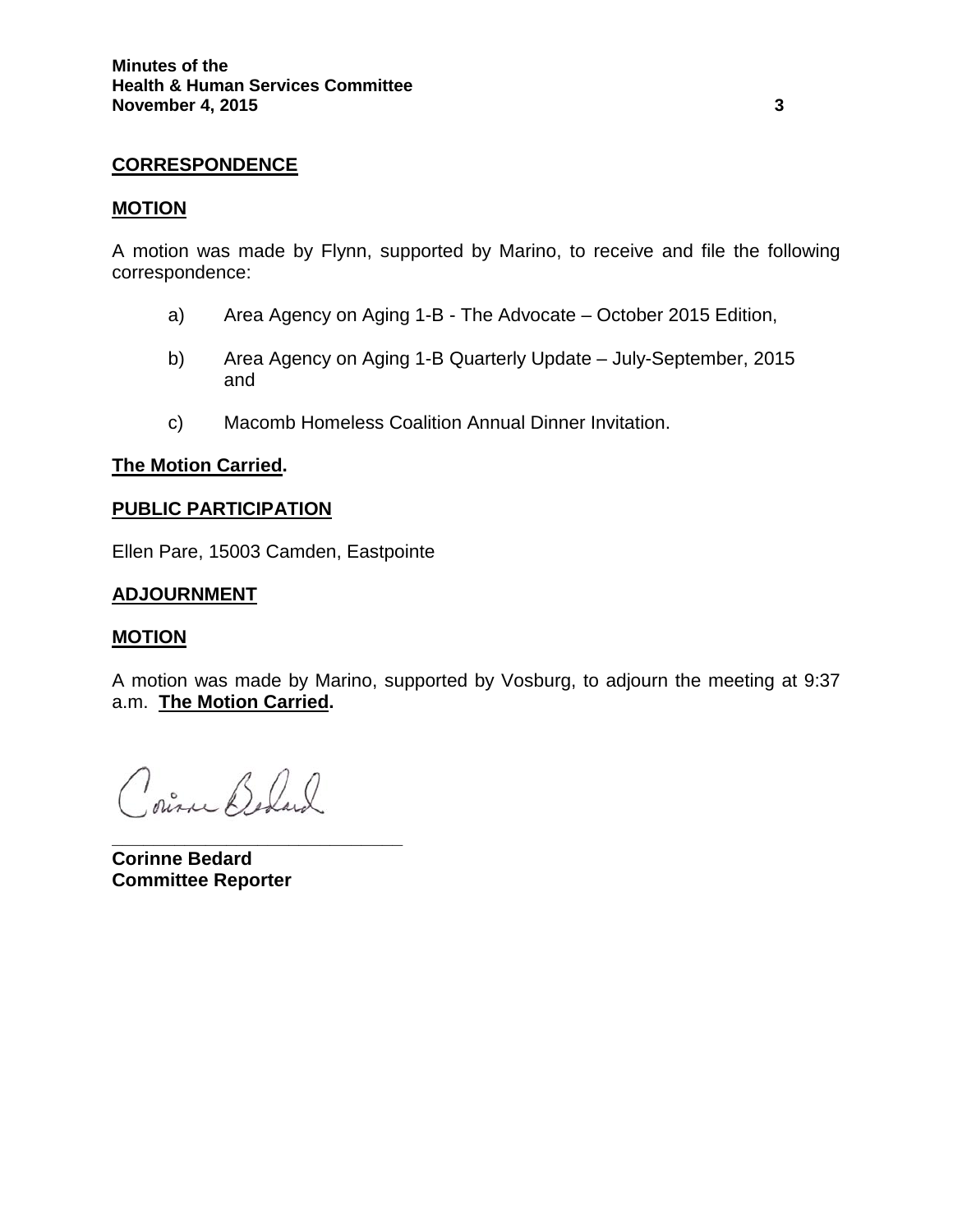**CORRESPONDENCE**

**MOTION**

A motion was made by Flynn, supported by Marino, to receive and file the following correspondence:

a) Area Agency on Aging 1-B - The Advocate – October 2015 Edition,

b) Area Agency on Aging 1-B Quarterly Update – July-September, 2015 and

c) Macomb Homeless Coalition Annual Dinner Invitation.

**The Motion Carried.**

**PUBLIC PARTICIPATION**

Ellen Pare, 15003 Camden, Eastpointe

**ADJOURNMENT**

**MOTION**

A motion was made by Marino, supported by Vosburg, to adjourn the meeting at 9:37 a.m. **The Motion Carried.**

\_\_\_\_\_\_\_\_\_\_\_\_\_\_\_\_\_\_\_\_\_\_\_\_\_\_\_\_\_\_

**Corinne Bedard**
**Committee Reporter**